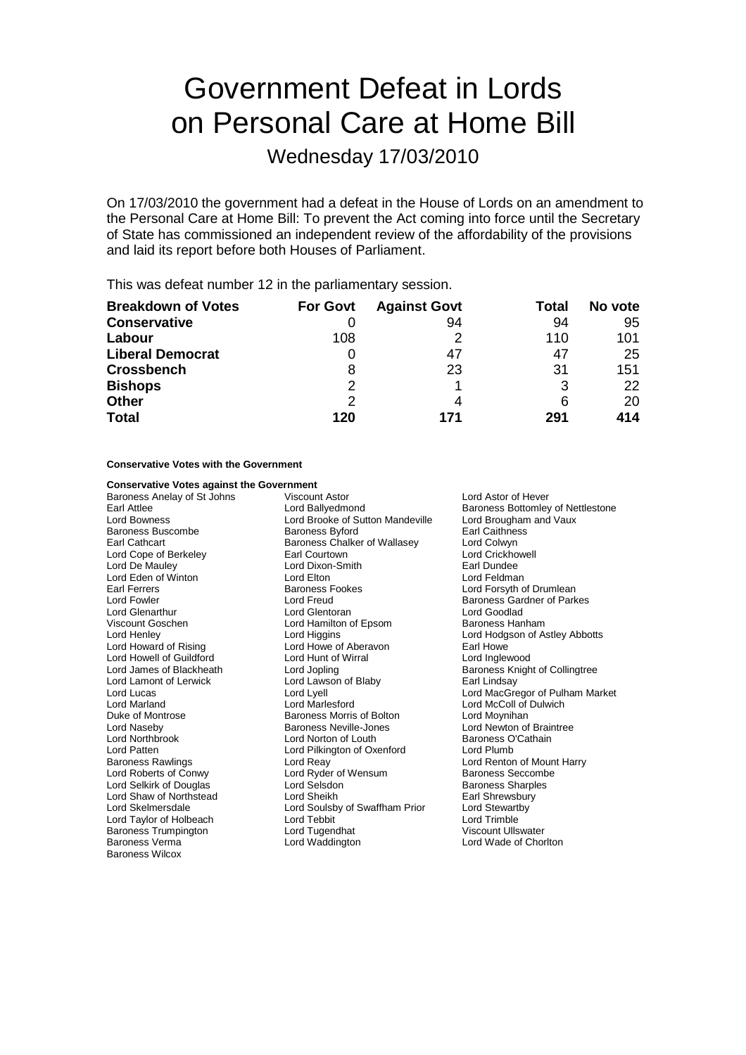# Government Defeat in Lords on Personal Care at Home Bill

Wednesday 17/03/2010

On 17/03/2010 the government had a defeat in the House of Lords on an amendment to the Personal Care at Home Bill: To prevent the Act coming into force until the Secretary of State has commissioned an independent review of the affordability of the provisions and laid its report before both Houses of Parliament.

This was defeat number 12 in the parliamentary session.

| Breakdown of Votes | For Govt | Against Govt | Total | No vote |
|---|---|---|---|---|
| **Conservative** | 0 | 94 | 94 | 95 |
| **Labour** | 108 | 2 | 110 | 101 |
| **Liberal Democrat** | 0 | 47 | 47 | 25 |
| **Crossbench** | 8 | 23 | 31 | 151 |
| **Bishops** | 2 | 1 | 3 | 22 |
| **Other** | 2 | 4 | 6 | 20 |
| **Total** | **120** | **171** | **291** | **414** |

**Conservative Votes with the Government**

**Conservative Votes against the Government**

Baroness Anelay of St Johns
Viscount Astor
Lord Astor of Hever
Earl Attlee
Lord Ballyedmond
Baroness Bottomley of Nettlestone
Lord Bowness
Lord Brooke of Sutton Mandeville
Lord Brougham and Vaux
Baroness Buscombe
Baroness Byford
Earl Caithness
Earl Cathcart
Baroness Chalker of Wallasey
Lord Colwyn
Lord Cope of Berkeley
Earl Courtown
Lord Crickhowell
Lord De Mauley
Lord Dixon-Smith
Earl Dundee
Lord Eden of Winton
Lord Elton
Lord Feldman
Earl Ferrers
Baroness Fookes
Lord Forsyth of Drumlean
Lord Fowler
Lord Freud
Baroness Gardner of Parkes
Lord Glenarthur
Lord Glentoran
Lord Goodlad
Viscount Goschen
Lord Hamilton of Epsom
Baroness Hanham
Lord Henley
Lord Higgins
Lord Hodgson of Astley Abbotts
Lord Howard of Rising
Lord Howe of Aberavon
Earl Howe
Lord Howell of Guildford
Lord Hunt of Wirral
Lord Inglewood
Lord James of Blackheath
Lord Jopling
Baroness Knight of Collingtree
Lord Lamont of Lerwick
Lord Lawson of Blaby
Earl Lindsay
Lord Lucas
Lord Lyell
Lord MacGregor of Pulham Market
Lord Marland
Lord Marlesford
Lord McColl of Dulwich
Duke of Montrose
Baroness Morris of Bolton
Lord Moynihan
Lord Naseby
Baroness Neville-Jones
Lord Newton of Braintree
Lord Northbrook
Lord Norton of Louth
Baroness O'Cathain
Lord Patten
Lord Pilkington of Oxenford
Lord Plumb
Baroness Rawlings
Lord Reay
Lord Renton of Mount Harry
Lord Roberts of Conwy
Lord Ryder of Wensum
Baroness Seccombe
Lord Selkirk of Douglas
Lord Selsdon
Baroness Sharples
Lord Shaw of Northstead
Lord Sheikh
Earl Shrewsbury
Lord Skelmersdale
Lord Soulsby of Swaffham Prior
Lord Stewartby
Lord Taylor of Holbeach
Lord Tebbit
Lord Trimble
Baroness Trumpington
Lord Tugendhat
Viscount Ullswater
Baroness Verma
Lord Waddington
Lord Wade of Chorlton
Baroness Wilcox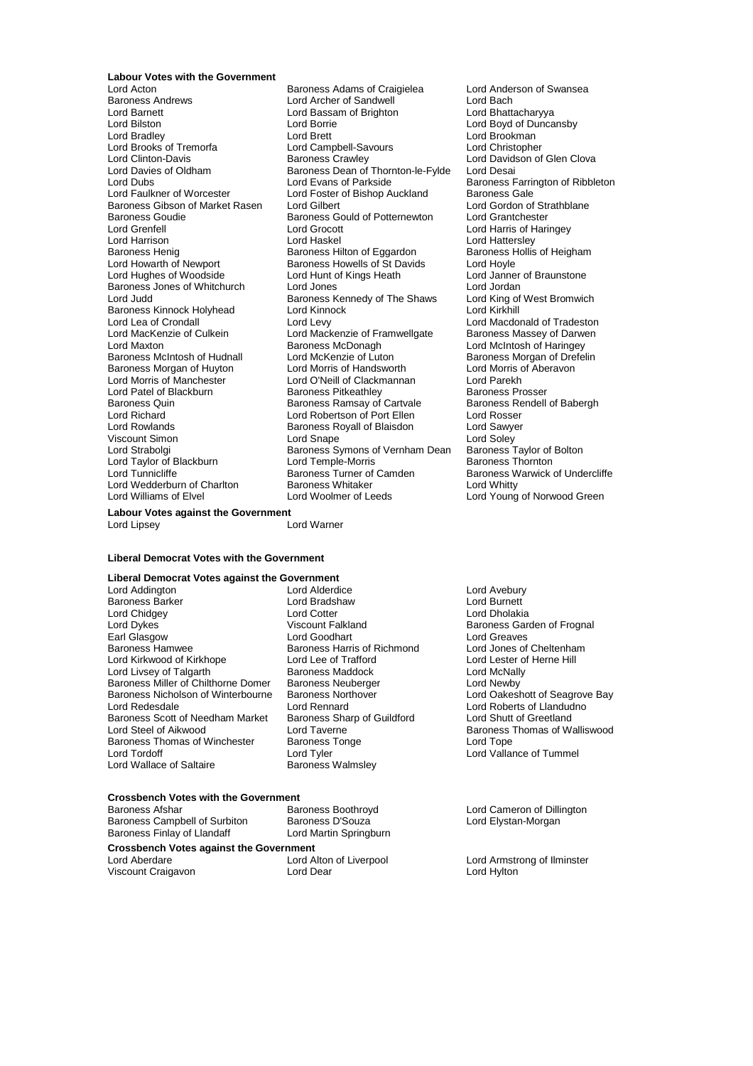**Labour Votes with the Government**

Lord Acton
Baroness Adams of Craigielea
Lord Anderson of Swansea
Baroness Andrews
Lord Archer of Sandwell
Lord Bach
Lord Barnett
Lord Bassam of Brighton
Lord Bhattacharyya
Lord Bilston
Lord Borrie
Lord Boyd of Duncansby
Lord Bradley
Lord Brett
Lord Brookman
Lord Brooks of Tremorfa
Lord Campbell-Savours
Lord Christopher
Lord Clinton-Davis
Baroness Crawley
Lord Davidson of Glen Clova
Lord Davies of Oldham
Baroness Dean of Thornton-le-Fylde
Lord Desai
Lord Dubs
Lord Evans of Parkside
Baroness Farrington of Ribbleton
Lord Faulkner of Worcester
Lord Foster of Bishop Auckland
Baroness Gale
Baroness Gibson of Market Rasen
Lord Gilbert
Lord Gordon of Strathblane
Baroness Goudie
Baroness Gould of Potternewton
Lord Grantchester
Lord Grenfell
Lord Grocott
Lord Harris of Haringey
Lord Harrison
Lord Haskel
Lord Hattersley
Baroness Henig
Baroness Hilton of Eggardon
Baroness Hollis of Heigham
Lord Howarth of Newport
Baroness Howells of St Davids
Lord Hoyle
Lord Hughes of Woodside
Lord Hunt of Kings Heath
Lord Janner of Braunstone
Baroness Jones of Whitchurch
Lord Jones
Lord Jordan
Lord Judd
Baroness Kennedy of The Shaws
Lord King of West Bromwich
Baroness Kinnock Holyhead
Lord Kinnock
Lord Kirkhill
Lord Lea of Crondall
Lord Levy
Lord Macdonald of Tradeston
Lord MacKenzie of Culkein
Lord Mackenzie of Framwellgate
Baroness Massey of Darwen
Lord Maxton
Baroness McDonagh
Lord McIntosh of Haringey
Baroness McIntosh of Hudnall
Lord McKenzie of Luton
Baroness Morgan of Drefelin
Baroness Morgan of Huyton
Lord Morris of Handsworth
Lord Morris of Aberavon
Lord Morris of Manchester
Lord O'Neill of Clackmannan
Lord Parekh
Lord Patel of Blackburn
Baroness Pitkeathley
Baroness Prosser
Baroness Quin
Baroness Ramsay of Cartvale
Baroness Rendell of Babergh
Lord Richard
Lord Robertson of Port Ellen
Lord Rosser
Lord Rowlands
Baroness Royall of Blaisdon
Lord Sawyer
Viscount Simon
Lord Snape
Lord Soley
Lord Strabolgi
Baroness Symons of Vernham Dean
Baroness Taylor of Bolton
Lord Taylor of Blackburn
Lord Temple-Morris
Baroness Thornton
Lord Tunnicliffe
Baroness Turner of Camden
Baroness Warwick of Undercliffe
Lord Wedderburn of Charlton
Baroness Whitaker
Lord Whitty
Lord Williams of Elvel
Lord Woolmer of Leeds
Lord Young of Norwood Green

**Labour Votes against the Government**

Lord Lipsey
Lord Warner

**Liberal Democrat Votes with the Government**

**Liberal Democrat Votes against the Government**

Lord Addington
Lord Alderdice
Lord Avebury
Baroness Barker
Lord Bradshaw
Lord Burnett
Lord Chidgey
Lord Cotter
Lord Dholakia
Lord Dykes
Viscount Falkland
Baroness Garden of Frognal
Earl Glasgow
Lord Goodhart
Lord Greaves
Baroness Hamwee
Baroness Harris of Richmond
Lord Jones of Cheltenham
Lord Kirkwood of Kirkhope
Lord Lee of Trafford
Lord Lester of Herne Hill
Lord Livsey of Talgarth
Baroness Maddock
Lord McNally
Baroness Miller of Chilthorne Domer
Baroness Neuberger
Lord Newby
Baroness Nicholson of Winterbourne
Baroness Northover
Lord Oakeshott of Seagrove Bay
Lord Redesdale
Lord Rennard
Lord Roberts of Llandudno
Baroness Scott of Needham Market
Baroness Sharp of Guildford
Lord Shutt of Greetland
Lord Steel of Aikwood
Lord Taverne
Baroness Thomas of Walliswood
Baroness Thomas of Winchester
Baroness Tonge
Lord Tope
Lord Tordoff
Lord Tyler
Lord Vallance of Tummel
Lord Wallace of Saltaire
Baroness Walmsley

**Crossbench Votes with the Government**

Baroness Afshar
Baroness Boothroyd
Lord Cameron of Dillington
Baroness Campbell of Surbiton
Baroness D'Souza
Lord Elystan-Morgan
Baroness Finlay of Llandaff
Lord Martin Springburn

**Crossbench Votes against the Government**

Lord Aberdare
Lord Alton of Liverpool
Lord Armstrong of Ilminster
Viscount Craigavon
Lord Dear
Lord Hylton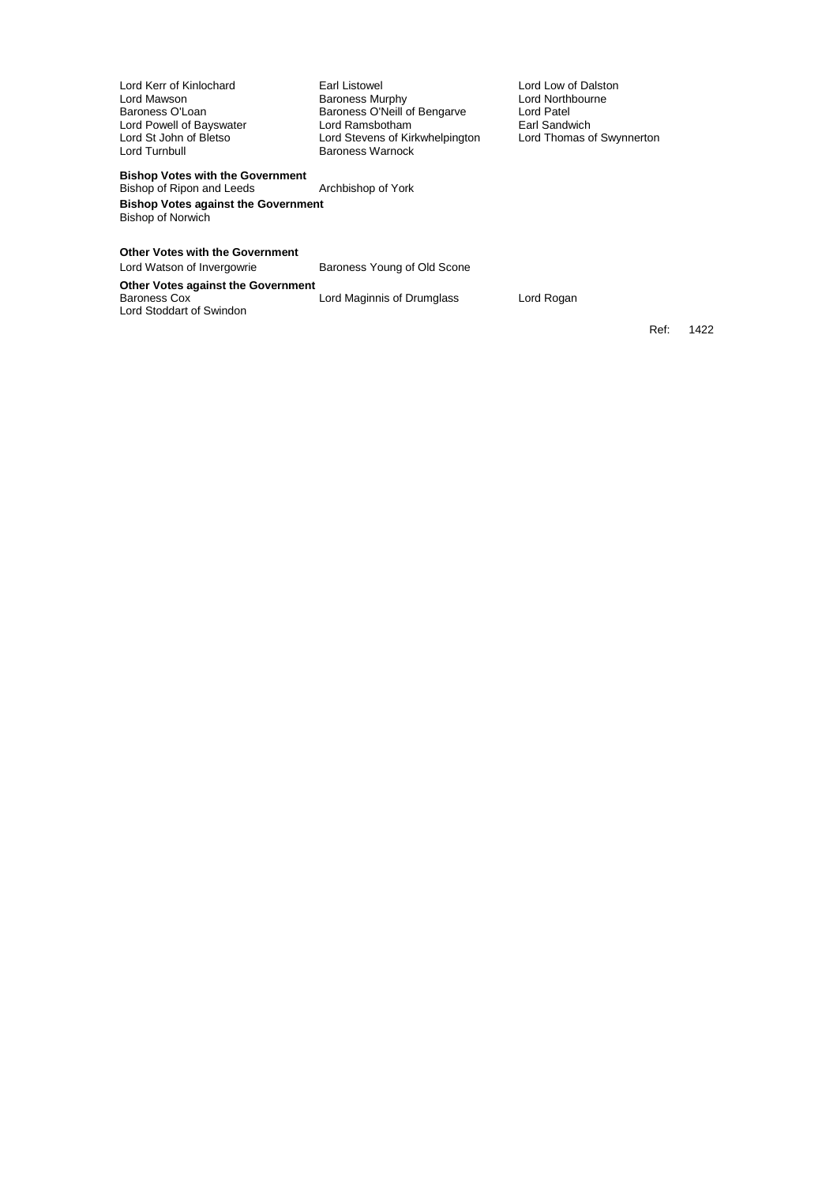Lord Kerr of Kinlochard
Earl Listowel
Lord Low of Dalston
Lord Mawson
Baroness Murphy
Lord Northbourne
Baroness O'Loan
Baroness O'Neill of Bengarve
Lord Patel
Lord Powell of Bayswater
Lord Ramsbotham
Earl Sandwich
Lord St John of Bletso
Lord Stevens of Kirkwhelpington
Lord Thomas of Swynnerton
Lord Turnbull
Baroness Warnock

**Bishop Votes with the Government**

Bishop of Ripon and Leeds
Archbishop of York

**Bishop Votes against the Government**

Bishop of Norwich

**Other Votes with the Government**

Lord Watson of Invergowrie
Baroness Young of Old Scone

**Other Votes against the Government**

Baroness Cox
Lord Maginnis of Drumglass
Lord Rogan
Lord Stoddart of Swindon

Ref: 1422